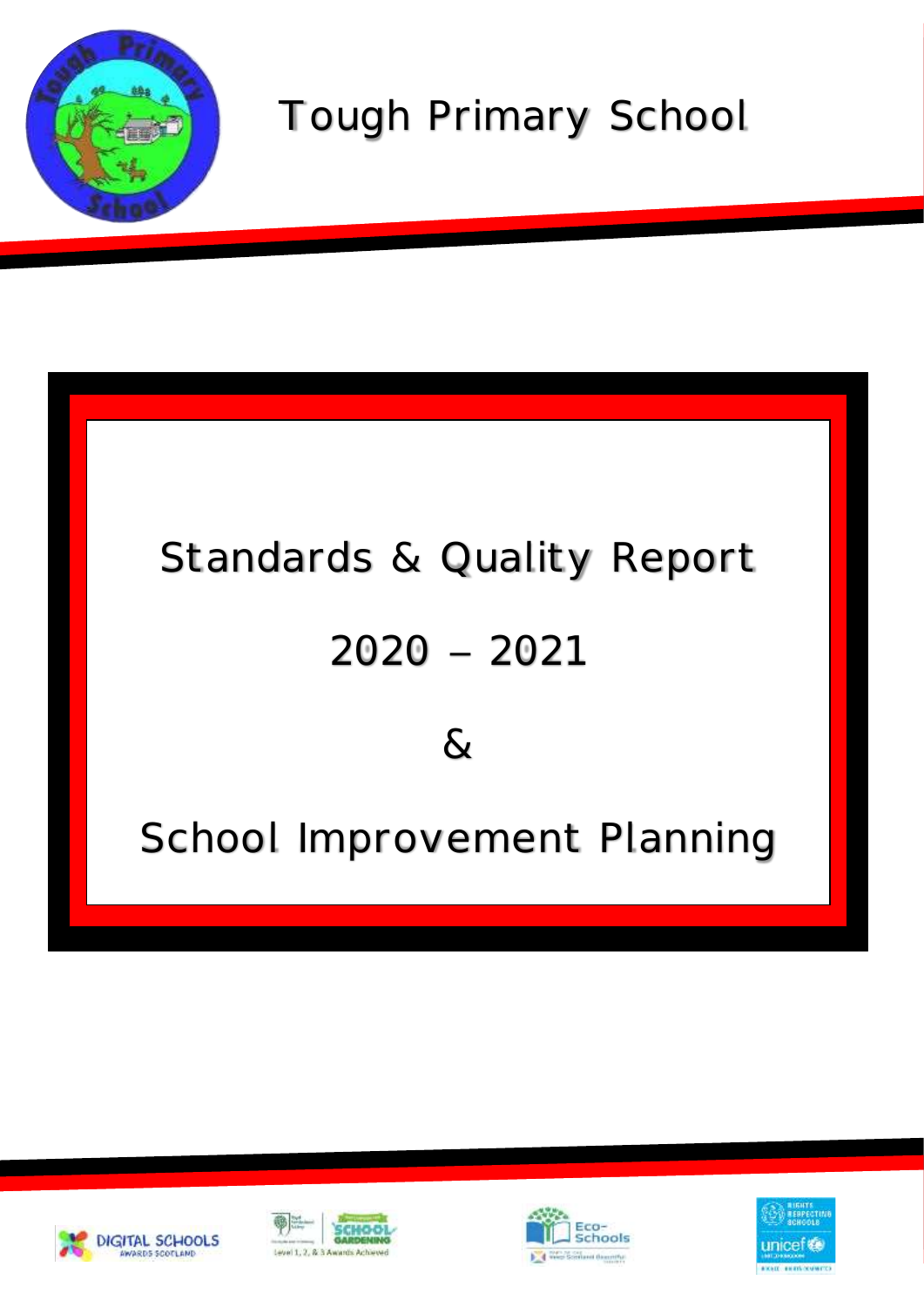# Tough Primary School

## Standards & Quality Report

## 2020 – 2021

## &

## School Improvement Planning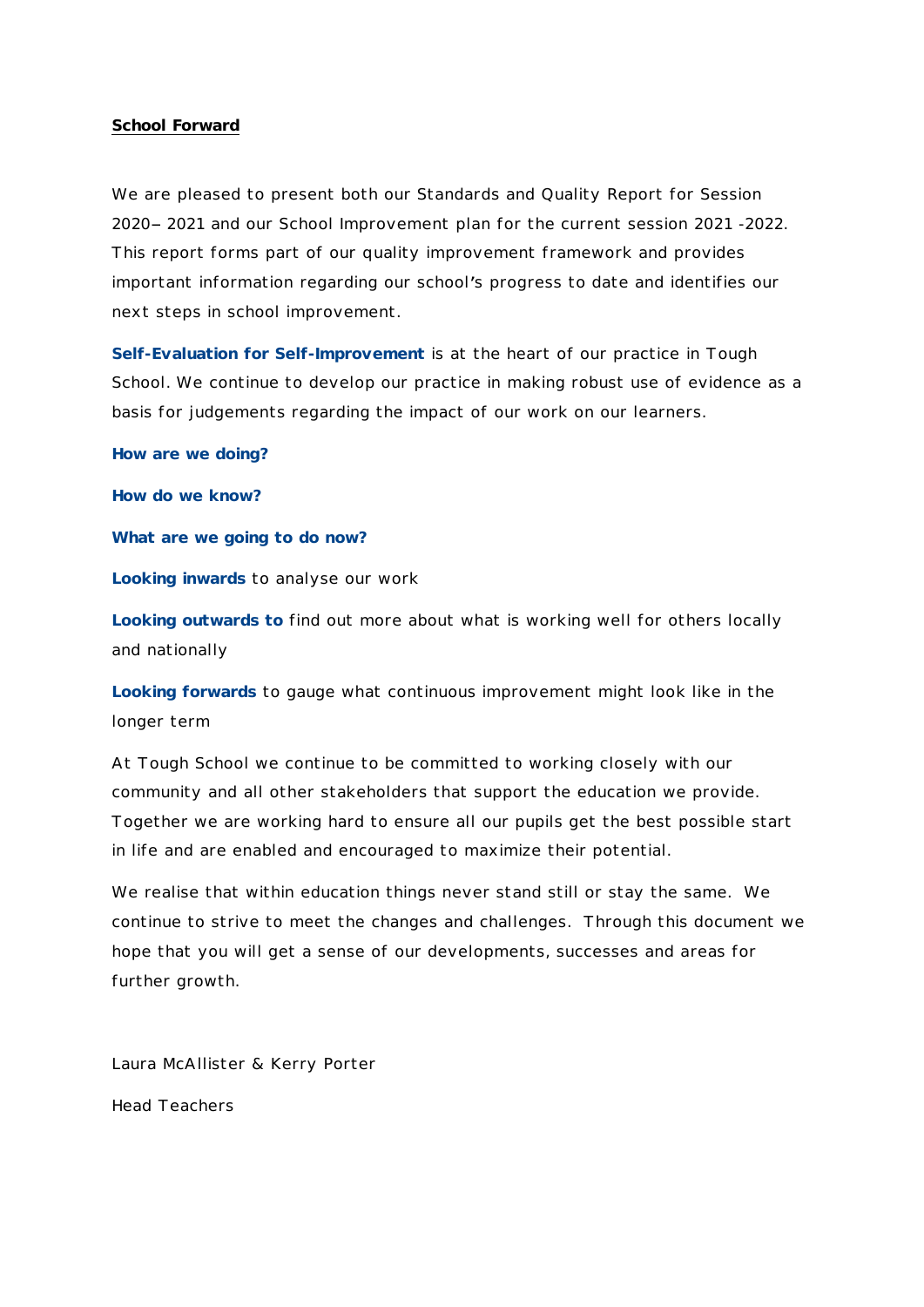## School Forward

We are pleased to present both our Standards and Quality Report for Session 2020– 2021 and our School Improvement plan for the current session 2021 -2022. This report forms part of our quality improvement framework and provides important information regarding our school's progress to date and identifies our next steps in school improvement.

**Self-Evaluation for Self-Improvement** is at the heart of our practice in Tough School. We continue to develop our practice in making robust use of evidence as a basis for judgements regarding the impact of our work on our learners.

**How are we doing?**

**How do we know?**

**What are we going to do now?**

**Looking inwards** to analyse our work

**Looking outwards to** find out more about what is working well for others locally and nationally

**Looking forwards** to gauge what continuous improvement might look like in the longer term

At Tough School we continue to be committed to working closely with our community and all other stakeholders that support the education we provide. Together we are working hard to ensure all our pupils get the best possible start in life and are enabled and encouraged to maximize their potential.

We realise that within education things never stand still or stay the same. We continue to strive to meet the changes and challenges. Through this document we hope that you will get a sense of our developments, successes and areas for further growth.

Laura McAllister & Kerry Porter

Head Teachers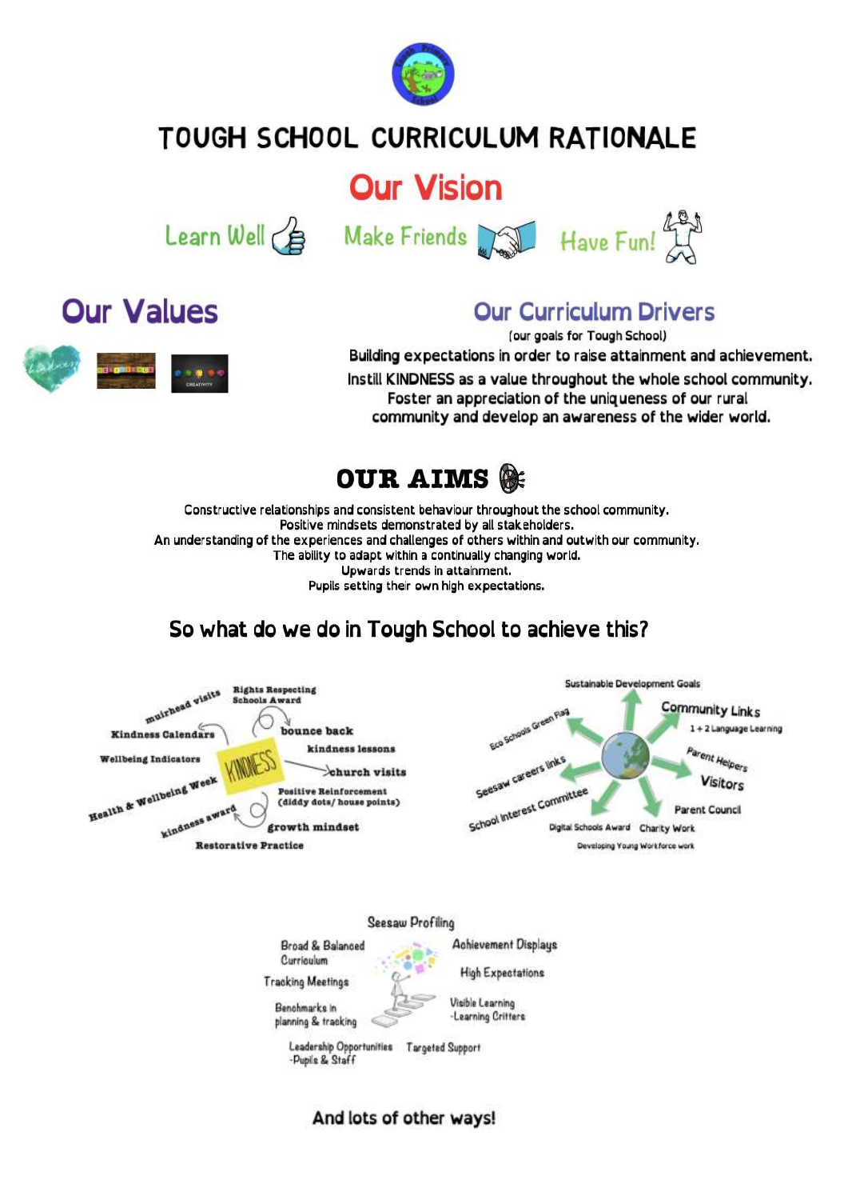# TOUGH SCHOOL CURRICULUM RATIONALE

## Our Vision

Learn Well    Make Friends    Have Fun!

## Our Values

## Our Curriculum Drivers

(our goals for Tough School)

Building expectations in order to raise attainment and achievement.

Instill KINDNESS as a value throughout the whole school community.

Foster an appreciation of the uniqueness of our rural community and develop an awareness of the wider world.

## OUR AIMS

Constructive relationships and consistent behaviour throughout the school community.
Positive mindsets demonstrated by all stakeholders.
An understanding of the experiences and challenges of others within and outwith our community.
The ability to adapt within a continually changing world.
Upwards trends in attainment.
Pupils setting their own high expectations.

## So what do we do in Tough School to achieve this?

KINDNESS

- muirhead visits
- Rights Respecting Schools Award
- Kindness Calendars
- bounce back
- kindness lessons
- Wellbeing Indicators
- church visits
- Health & Wellbeing Week
- Positive Reinforcement (diddy dots/ house points)
- kindness award
- growth mindset
- Restorative Practice

- Sustainable Development Goals
- Community Links
- 1 + 2 Language Learning
- Eco Schools Green Flag
- Parent Helpers
- Visitors
- Seesaw careers links
- School Interest Committee
- Parent Council
- Digital Schools Award
- Charity Work
- Developing Young Workforce work

- Seesaw Profiling
- Broad & Balanced Curriculum
- Achievement Displays
- High Expectations
- Tracking Meetings
- Benchmarks in planning & tracking
- Visible Learning -Learning Critters
- Leadership Opportunities -Pupils & Staff
- Targeted Support

And lots of other ways!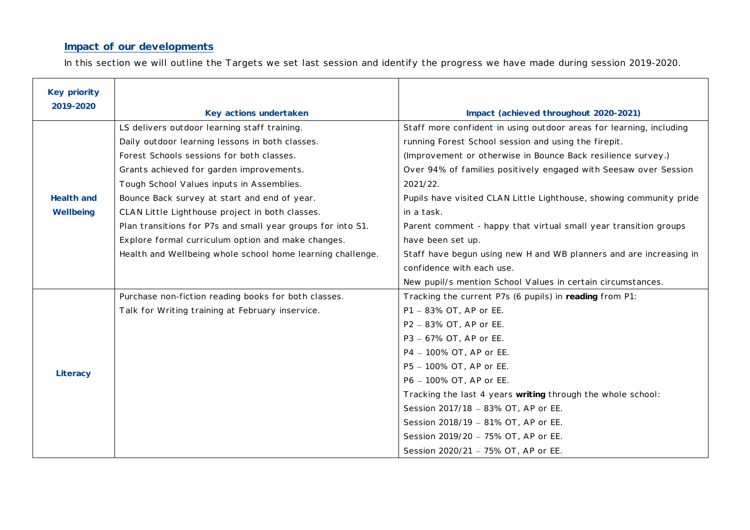## Impact of our developments

In this section we will outline the Targets we set last session and identify the progress we have made during session 2019-2020.

| Key priority 2019-2020 | Key actions undertaken | Impact (achieved throughout 2020-2021) |
|---|---|---|
| **Health and Wellbeing** | LS delivers outdoor learning staff training.<br>Daily outdoor learning lessons in both classes.<br>Forest Schools sessions for both classes.<br>Grants achieved for garden improvements.<br>Tough School Values inputs in Assemblies.<br>Bounce Back survey at start and end of year.<br>CLAN Little Lighthouse project in both classes.<br>Plan transitions for P7s and small year groups for into S1.<br>Explore formal curriculum option and make changes.<br>Health and Wellbeing whole school home learning challenge. | Staff more confident in using outdoor areas for learning, including running Forest School session and using the firepit.<br>(Improvement or otherwise in Bounce Back resilience survey.)<br>Over 94% of families positively engaged with Seesaw over Session 2021/22.<br>Pupils have visited CLAN Little Lighthouse, showing community pride in a task.<br>Parent comment - happy that virtual small year transition groups have been set up.<br>Staff have begun using new H and WB planners and are increasing in confidence with each use.<br>New pupil/s mention School Values in certain circumstances. |
| **Literacy** | Purchase non-fiction reading books for both classes.<br>Talk for Writing training at February inservice. | Tracking the current P7s (6 pupils) in **reading** from P1:<br>P1 – 83% OT, AP or EE.<br>P2 – 83% OT, AP or EE.<br>P3 – 67% OT, AP or EE.<br>P4 – 100% OT, AP or EE.<br>P5 – 100% OT, AP or EE.<br>P6 – 100% OT, AP or EE.<br>Tracking the last 4 years **writing** through the whole school:<br>Session 2017/18 – 83% OT, AP or EE.<br>Session 2018/19 – 81% OT, AP or EE.<br>Session 2019/20 – 75% OT, AP or EE.<br>Session 2020/21 – 75% OT, AP or EE. |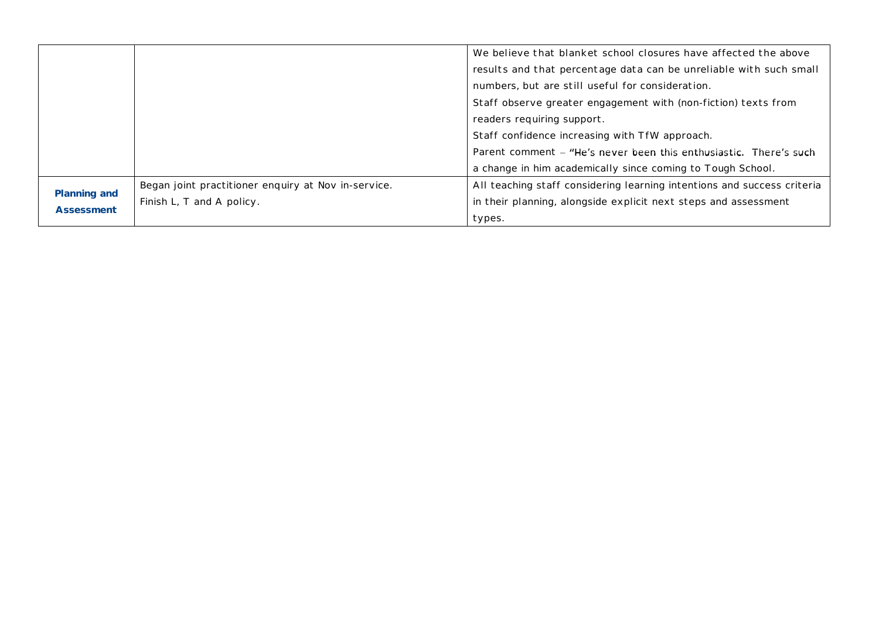| | | |
|---|---|---|
| | | We believe that blanket school closures have affected the above results and that percentage data can be unreliable with such small numbers, but are still useful for consideration.<br>Staff observe greater engagement with (non-fiction) texts from readers requiring support.<br>Staff confidence increasing with TfW approach.<br>Parent comment – "He's never been this enthusiastic. There's such a change in him academically since coming to Tough School. |
| **Planning and Assessment** | Began joint practitioner enquiry at Nov in-service.<br>Finish L, T and A policy. | All teaching staff considering learning intentions and success criteria in their planning, alongside explicit next steps and assessment types. |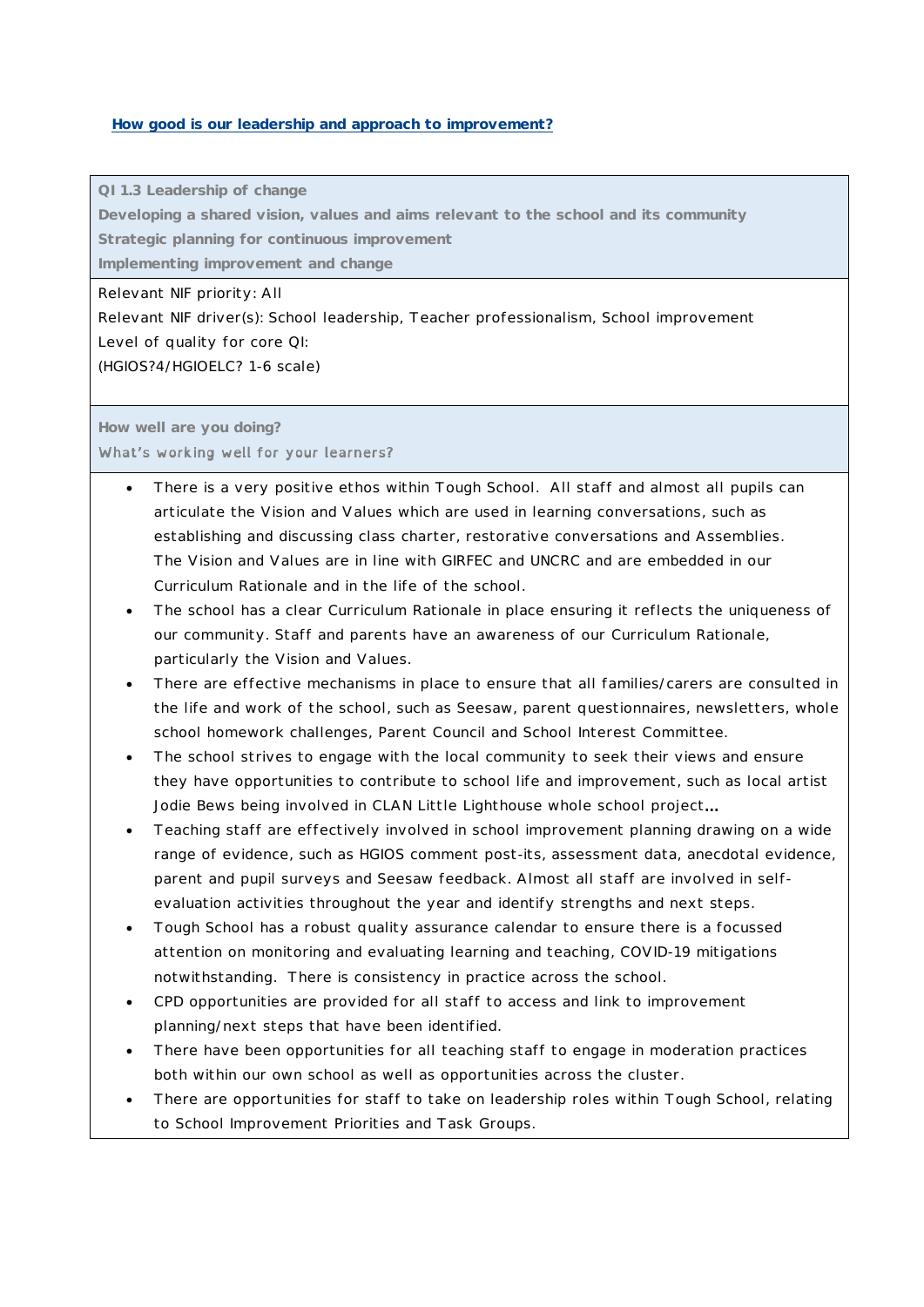## How good is our leadership and approach to improvement?

**QI 1.3 Leadership of change**
**Developing a shared vision, values and aims relevant to the school and its community**
**Strategic planning for continuous improvement**
**Implementing improvement and change**

Relevant NIF priority: All
Relevant NIF driver(s): School leadership, Teacher professionalism, School improvement
Level of quality for core QI:
(HGIOS?4/HGIOELC? 1-6 scale)

**How well are you doing?**
**What's working well for your learners?**

- There is a very positive ethos within Tough School. All staff and almost all pupils can articulate the Vision and Values which are used in learning conversations, such as establishing and discussing class charter, restorative conversations and Assemblies. The Vision and Values are in line with GIRFEC and UNCRC and are embedded in our Curriculum Rationale and in the life of the school.
- The school has a clear Curriculum Rationale in place ensuring it reflects the uniqueness of our community. Staff and parents have an awareness of our Curriculum Rationale, particularly the Vision and Values.
- There are effective mechanisms in place to ensure that all families/carers are consulted in the life and work of the school, such as Seesaw, parent questionnaires, newsletters, whole school homework challenges, Parent Council and School Interest Committee.
- The school strives to engage with the local community to seek their views and ensure they have opportunities to contribute to school life and improvement, such as local artist Jodie Bews being involved in CLAN Little Lighthouse whole school project…
- Teaching staff are effectively involved in school improvement planning drawing on a wide range of evidence, such as HGIOS comment post-its, assessment data, anecdotal evidence, parent and pupil surveys and Seesaw feedback. Almost all staff are involved in self-evaluation activities throughout the year and identify strengths and next steps.
- Tough School has a robust quality assurance calendar to ensure there is a focussed attention on monitoring and evaluating learning and teaching, COVID-19 mitigations notwithstanding. There is consistency in practice across the school.
- CPD opportunities are provided for all staff to access and link to improvement planning/next steps that have been identified.
- There have been opportunities for all teaching staff to engage in moderation practices both within our own school as well as opportunities across the cluster.
- There are opportunities for staff to take on leadership roles within Tough School, relating to School Improvement Priorities and Task Groups.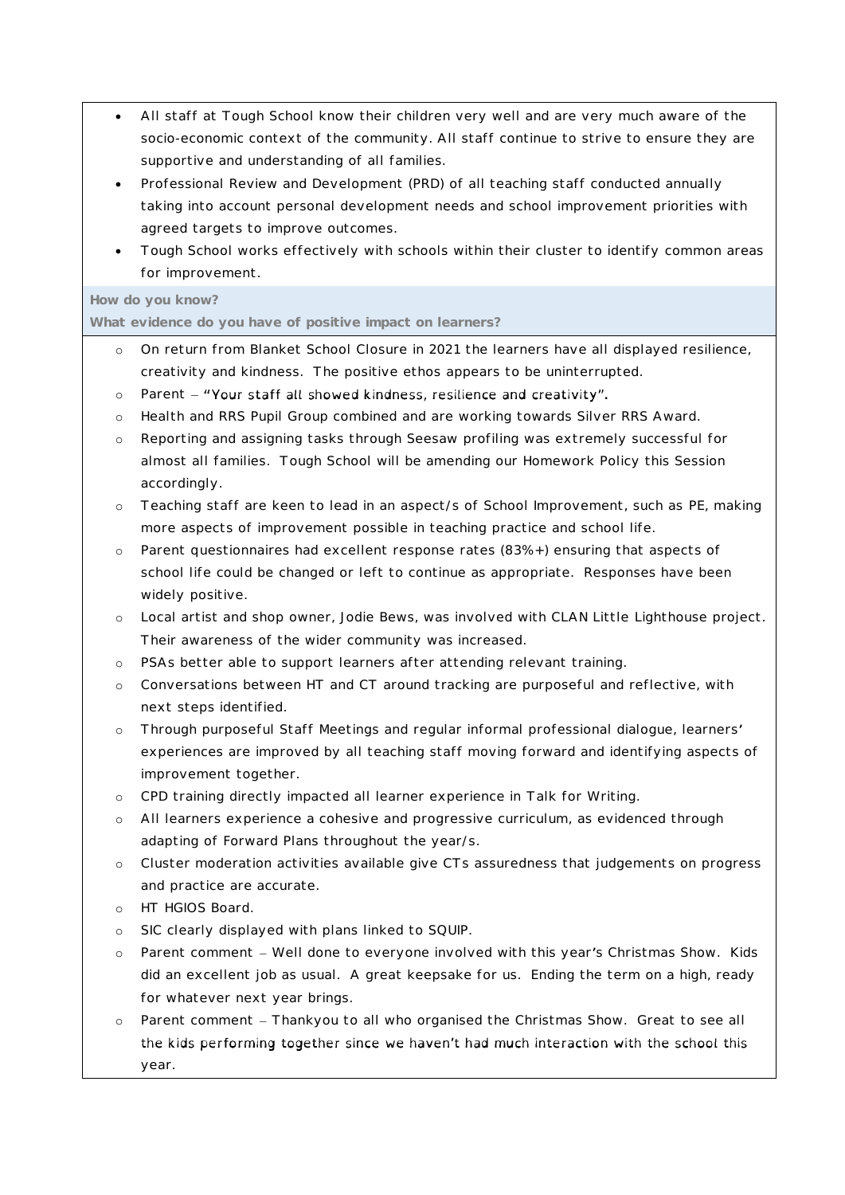- All staff at Tough School know their children very well and are very much aware of the socio-economic context of the community. All staff continue to strive to ensure they are supportive and understanding of all families.
- Professional Review and Development (PRD) of all teaching staff conducted annually taking into account personal development needs and school improvement priorities with agreed targets to improve outcomes.
- Tough School works effectively with schools within their cluster to identify common areas for improvement.

**How do you know?**
**What evidence do you have of positive impact on learners?**

- On return from Blanket School Closure in 2021 the learners have all displayed resilience, creativity and kindness. The positive ethos appears to be uninterrupted.
- Parent – "Your staff all showed kindness, resilience and creativity".
- Health and RRS Pupil Group combined and are working towards Silver RRS Award.
- Reporting and assigning tasks through Seesaw profiling was extremely successful for almost all families. Tough School will be amending our Homework Policy this Session accordingly.
- Teaching staff are keen to lead in an aspect/s of School Improvement, such as PE, making more aspects of improvement possible in teaching practice and school life.
- Parent questionnaires had excellent response rates (83%+) ensuring that aspects of school life could be changed or left to continue as appropriate. Responses have been widely positive.
- Local artist and shop owner, Jodie Bews, was involved with CLAN Little Lighthouse project. Their awareness of the wider community was increased.
- PSAs better able to support learners after attending relevant training.
- Conversations between HT and CT around tracking are purposeful and reflective, with next steps identified.
- Through purposeful Staff Meetings and regular informal professional dialogue, learners' experiences are improved by all teaching staff moving forward and identifying aspects of improvement together.
- CPD training directly impacted all learner experience in Talk for Writing.
- All learners experience a cohesive and progressive curriculum, as evidenced through adapting of Forward Plans throughout the year/s.
- Cluster moderation activities available give CTs assuredness that judgements on progress and practice are accurate.
- HT HGIOS Board.
- SIC clearly displayed with plans linked to SQUIP.
- Parent comment – Well done to everyone involved with this year's Christmas Show. Kids did an excellent job as usual. A great keepsake for us. Ending the term on a high, ready for whatever next year brings.
- Parent comment – Thankyou to all who organised the Christmas Show. Great to see all the kids performing together since we haven't had much interaction with the school this year.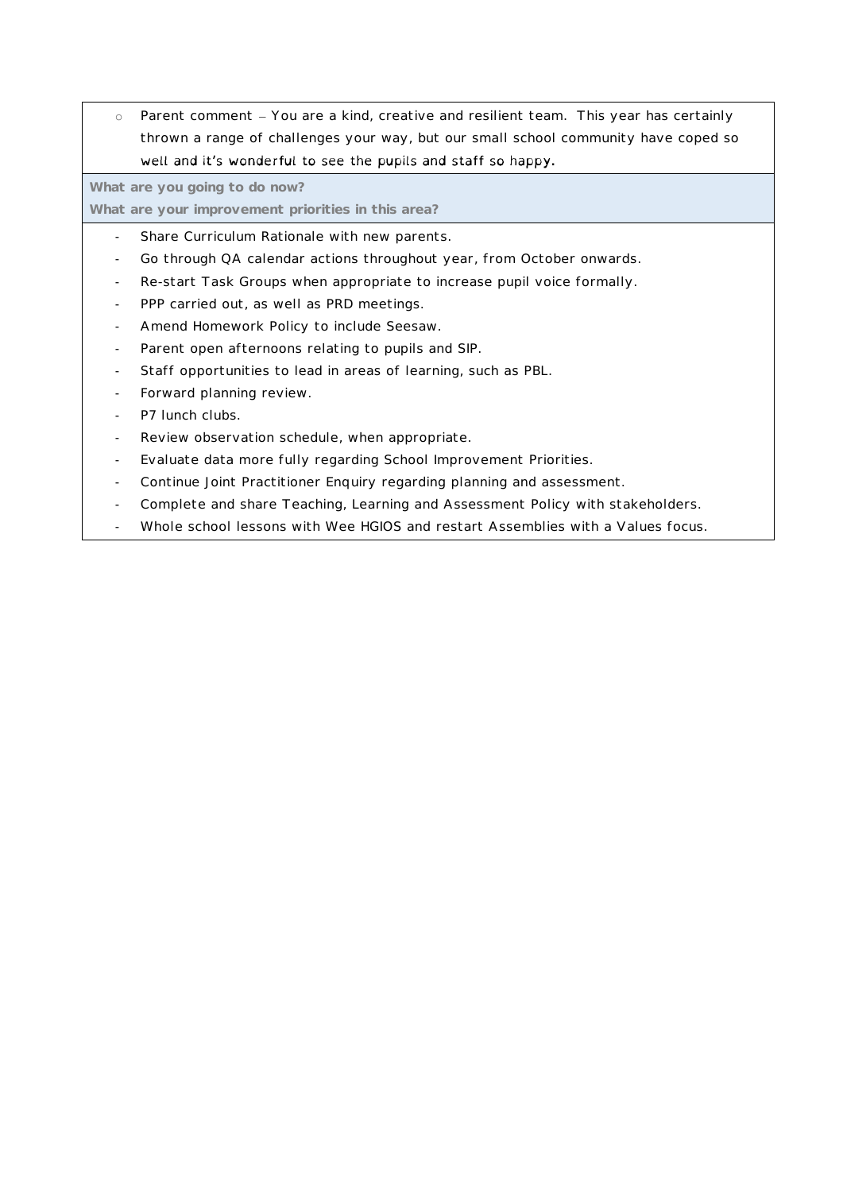- Parent comment – You are a kind, creative and resilient team. This year has certainly thrown a range of challenges your way, but our small school community have coped so well and it's wonderful to see the pupils and staff so happy.

**What are you going to do now?**
**What are your improvement priorities in this area?**

- Share Curriculum Rationale with new parents.
- Go through QA calendar actions throughout year, from October onwards.
- Re-start Task Groups when appropriate to increase pupil voice formally.
- PPP carried out, as well as PRD meetings.
- Amend Homework Policy to include Seesaw.
- Parent open afternoons relating to pupils and SIP.
- Staff opportunities to lead in areas of learning, such as PBL.
- Forward planning review.
- P7 lunch clubs.
- Review observation schedule, when appropriate.
- Evaluate data more fully regarding School Improvement Priorities.
- Continue Joint Practitioner Enquiry regarding planning and assessment.
- Complete and share Teaching, Learning and Assessment Policy with stakeholders.
- Whole school lessons with Wee HGIOS and restart Assemblies with a Values focus.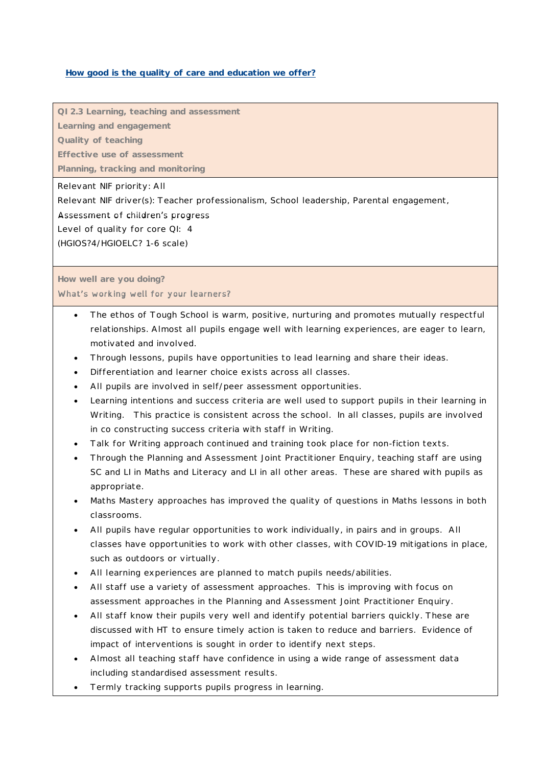**How good is the quality of care and education we offer?**

**QI 2.3 Learning, teaching and assessment**
**Learning and engagement**
**Quality of teaching**
**Effective use of assessment**
**Planning, tracking and monitoring**

Relevant NIF priority: All
Relevant NIF driver(s): Teacher professionalism, School leadership, Parental engagement, Assessment of children's progress
Level of quality for core QI: 4
(HGIOS?4/HGIOELC? 1-6 scale)

**How well are you doing?**
**What's working well for your learners?**

- The ethos of Tough School is warm, positive, nurturing and promotes mutually respectful relationships. Almost all pupils engage well with learning experiences, are eager to learn, motivated and involved.
- Through lessons, pupils have opportunities to lead learning and share their ideas.
- Differentiation and learner choice exists across all classes.
- All pupils are involved in self/peer assessment opportunities.
- Learning intentions and success criteria are well used to support pupils in their learning in Writing. This practice is consistent across the school. In all classes, pupils are involved in co constructing success criteria with staff in Writing.
- Talk for Writing approach continued and training took place for non-fiction texts.
- Through the Planning and Assessment Joint Practitioner Enquiry, teaching staff are using SC and LI in Maths and Literacy and LI in all other areas. These are shared with pupils as appropriate.
- Maths Mastery approaches has improved the quality of questions in Maths lessons in both classrooms.
- All pupils have regular opportunities to work individually, in pairs and in groups. All classes have opportunities to work with other classes, with COVID-19 mitigations in place, such as outdoors or virtually.
- All learning experiences are planned to match pupils needs/abilities.
- All staff use a variety of assessment approaches. This is improving with focus on assessment approaches in the Planning and Assessment Joint Practitioner Enquiry.
- All staff know their pupils very well and identify potential barriers quickly. These are discussed with HT to ensure timely action is taken to reduce and barriers. Evidence of impact of interventions is sought in order to identify next steps.
- Almost all teaching staff have confidence in using a wide range of assessment data including standardised assessment results.
- Termly tracking supports pupils progress in learning.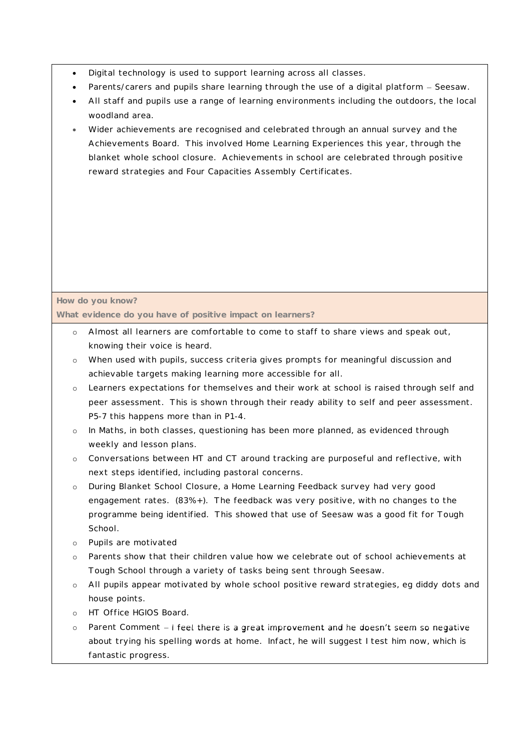- Digital technology is used to support learning across all classes.
- Parents/carers and pupils share learning through the use of a digital platform – Seesaw.
- All staff and pupils use a range of learning environments including the outdoors, the local woodland area.
- Wider achievements are recognised and celebrated through an annual survey and the Achievements Board. This involved Home Learning Experiences this year, through the blanket whole school closure. Achievements in school are celebrated through positive reward strategies and Four Capacities Assembly Certificates.

**How do you know?**
**What evidence do you have of positive impact on learners?**

- Almost all learners are comfortable to come to staff to share views and speak out, knowing their voice is heard.
- When used with pupils, success criteria gives prompts for meaningful discussion and achievable targets making learning more accessible for all.
- Learners expectations for themselves and their work at school is raised through self and peer assessment. This is shown through their ready ability to self and peer assessment. P5-7 this happens more than in P1-4.
- In Maths, in both classes, questioning has been more planned, as evidenced through weekly and lesson plans.
- Conversations between HT and CT around tracking are purposeful and reflective, with next steps identified, including pastoral concerns.
- During Blanket School Closure, a Home Learning Feedback survey had very good engagement rates. (83%+). The feedback was very positive, with no changes to the programme being identified. This showed that use of Seesaw was a good fit for Tough School.
- Pupils are motivated
- Parents show that their children value how we celebrate out of school achievements at Tough School through a variety of tasks being sent through Seesaw.
- All pupils appear motivated by whole school positive reward strategies, eg diddy dots and house points.
- HT Office HGIOS Board.
- Parent Comment – I feel there is a great improvement and he doesn't seem so negative about trying his spelling words at home. Infact, he will suggest I test him now, which is fantastic progress.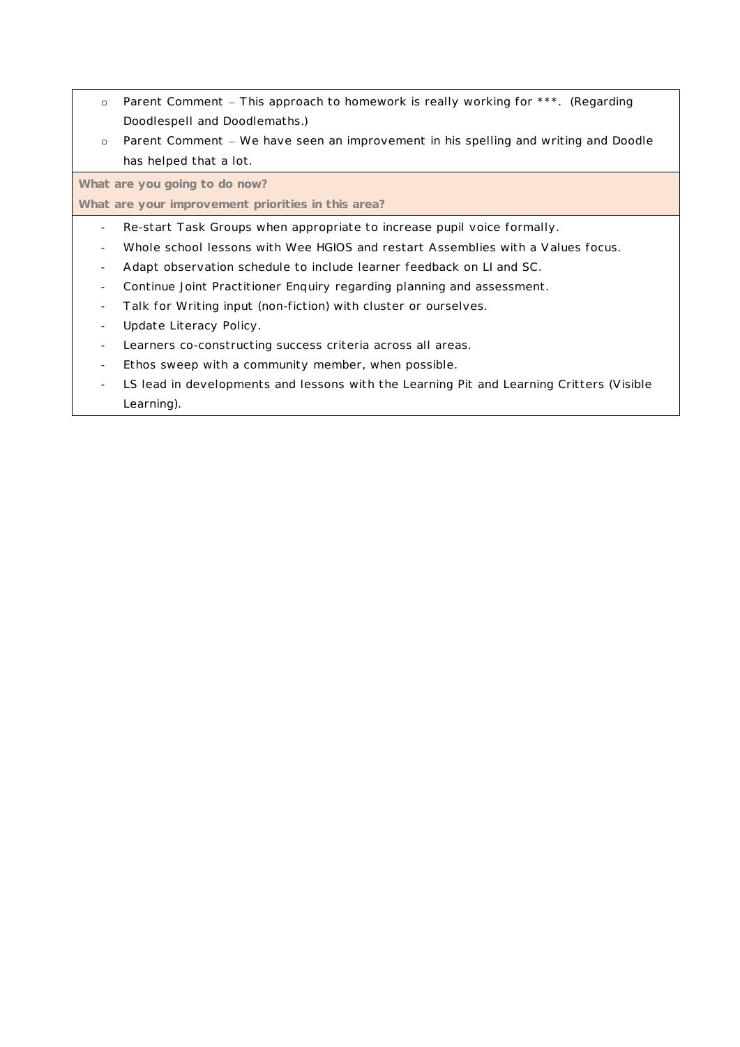- Parent Comment – This approach to homework is really working for ***.  (Regarding Doodlespell and Doodlemaths.)
- Parent Comment – We have seen an improvement in his spelling and writing and Doodle has helped that a lot.

**What are you going to do now?**

**What are your improvement priorities in this area?**

- Re-start Task Groups when appropriate to increase pupil voice formally.
- Whole school lessons with Wee HGIOS and restart Assemblies with a Values focus.
- Adapt observation schedule to include learner feedback on LI and SC.
- Continue Joint Practitioner Enquiry regarding planning and assessment.
- Talk for Writing input (non-fiction) with cluster or ourselves.
- Update Literacy Policy.
- Learners co-constructing success criteria across all areas.
- Ethos sweep with a community member, when possible.
- LS lead in developments and lessons with the Learning Pit and Learning Critters (Visible Learning).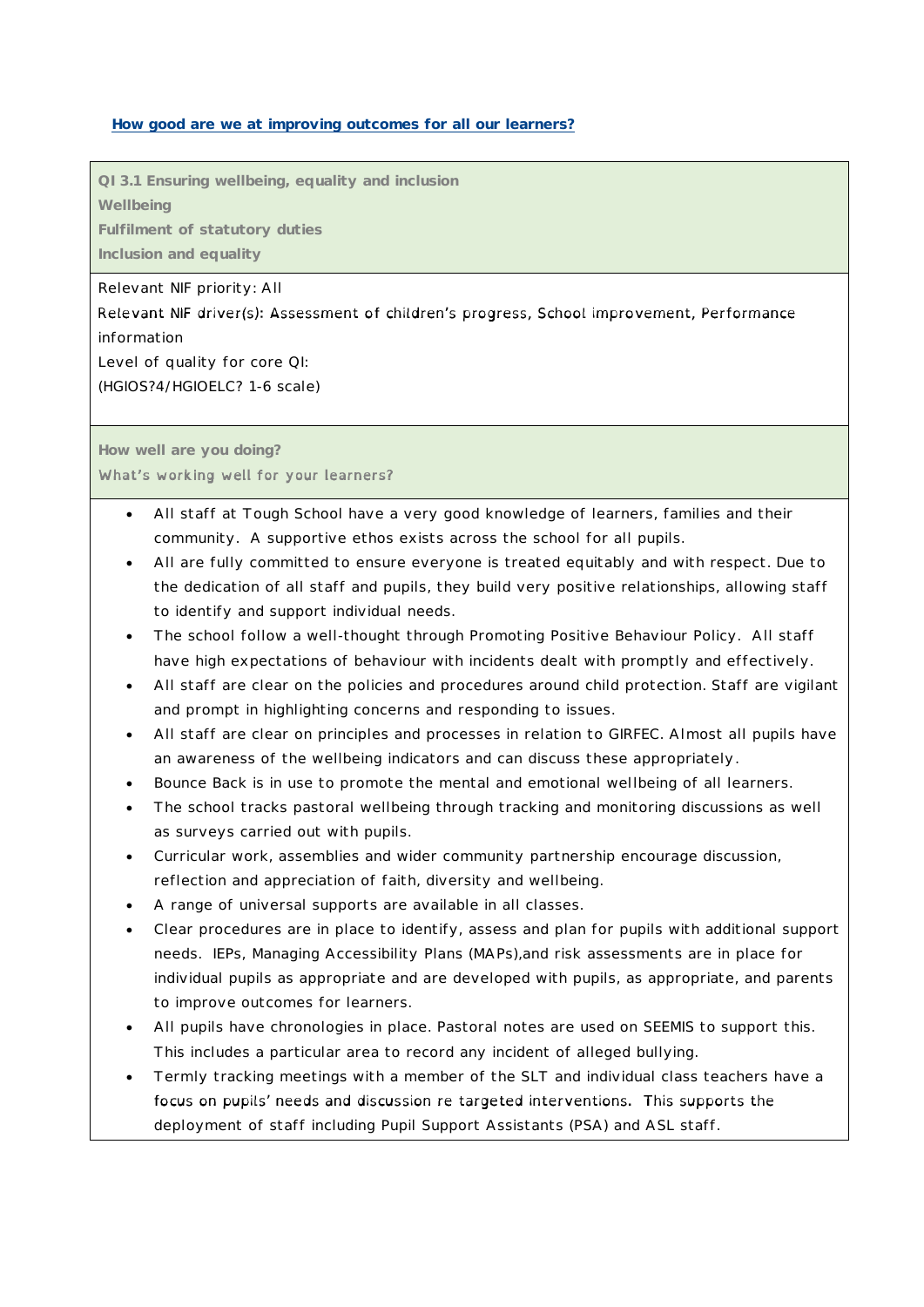**How good are we at improving outcomes for all our learners?**

**QI 3.1 Ensuring wellbeing, equality and inclusion**

**Wellbeing**

**Fulfilment of statutory duties**

**Inclusion and equality**

Relevant NIF priority: All

Relevant NIF driver(s): Assessment of children's progress, School improvement, Performance information

Level of quality for core QI:

(HGIOS?4/HGIOELC? 1-6 scale)

**How well are you doing?**

**What's working well for your learners?**

- All staff at Tough School have a very good knowledge of learners, families and their community. A supportive ethos exists across the school for all pupils.
- All are fully committed to ensure everyone is treated equitably and with respect. Due to the dedication of all staff and pupils, they build very positive relationships, allowing staff to identify and support individual needs.
- The school follow a well-thought through Promoting Positive Behaviour Policy. All staff have high expectations of behaviour with incidents dealt with promptly and effectively.
- All staff are clear on the policies and procedures around child protection. Staff are vigilant and prompt in highlighting concerns and responding to issues.
- All staff are clear on principles and processes in relation to GIRFEC. Almost all pupils have an awareness of the wellbeing indicators and can discuss these appropriately.
- Bounce Back is in use to promote the mental and emotional wellbeing of all learners.
- The school tracks pastoral wellbeing through tracking and monitoring discussions as well as surveys carried out with pupils.
- Curricular work, assemblies and wider community partnership encourage discussion, reflection and appreciation of faith, diversity and wellbeing.
- A range of universal supports are available in all classes.
- Clear procedures are in place to identify, assess and plan for pupils with additional support needs. IEPs, Managing Accessibility Plans (MAPs),and risk assessments are in place for individual pupils as appropriate and are developed with pupils, as appropriate, and parents to improve outcomes for learners.
- All pupils have chronologies in place. Pastoral notes are used on SEEMIS to support this. This includes a particular area to record any incident of alleged bullying.
- Termly tracking meetings with a member of the SLT and individual class teachers have a focus on pupils' needs and discussion re targeted interventions. This supports the deployment of staff including Pupil Support Assistants (PSA) and ASL staff.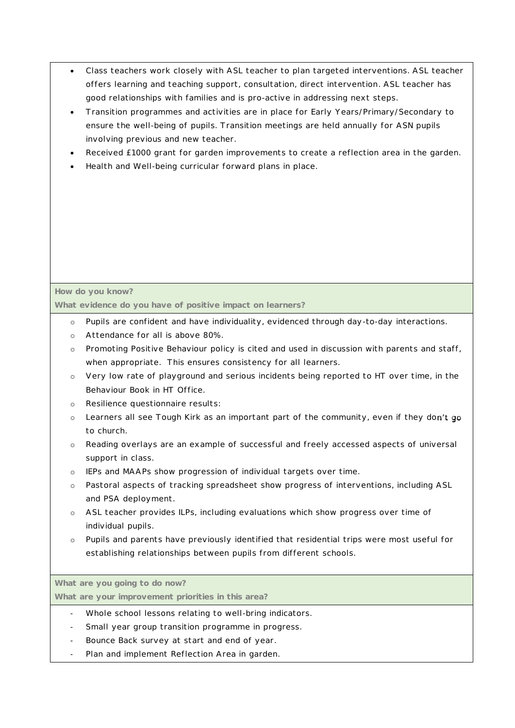- Class teachers work closely with ASL teacher to plan targeted interventions. ASL teacher offers learning and teaching support, consultation, direct intervention. ASL teacher has good relationships with families and is pro-active in addressing next steps.
- Transition programmes and activities are in place for Early Years/Primary/Secondary to ensure the well-being of pupils. Transition meetings are held annually for ASN pupils involving previous and new teacher.
- Received £1000 grant for garden improvements to create a reflection area in the garden.
- Health and Well-being curricular forward plans in place.

**How do you know?**
**What evidence do you have of positive impact on learners?**

- Pupils are confident and have individuality, evidenced through day-to-day interactions.
- Attendance for all is above 80%.
- Promoting Positive Behaviour policy is cited and used in discussion with parents and staff, when appropriate. This ensures consistency for all learners.
- Very low rate of playground and serious incidents being reported to HT over time, in the Behaviour Book in HT Office.
- Resilience questionnaire results:
- Learners all see Tough Kirk as an important part of the community, even if they don't go to church.
- Reading overlays are an example of successful and freely accessed aspects of universal support in class.
- IEPs and MAAPs show progression of individual targets over time.
- Pastoral aspects of tracking spreadsheet show progress of interventions, including ASL and PSA deployment.
- ASL teacher provides ILPs, including evaluations which show progress over time of individual pupils.
- Pupils and parents have previously identified that residential trips were most useful for establishing relationships between pupils from different schools.

**What are you going to do now?**
**What are your improvement priorities in this area?**

- Whole school lessons relating to well-bring indicators.
- Small year group transition programme in progress.
- Bounce Back survey at start and end of year.
- Plan and implement Reflection Area in garden.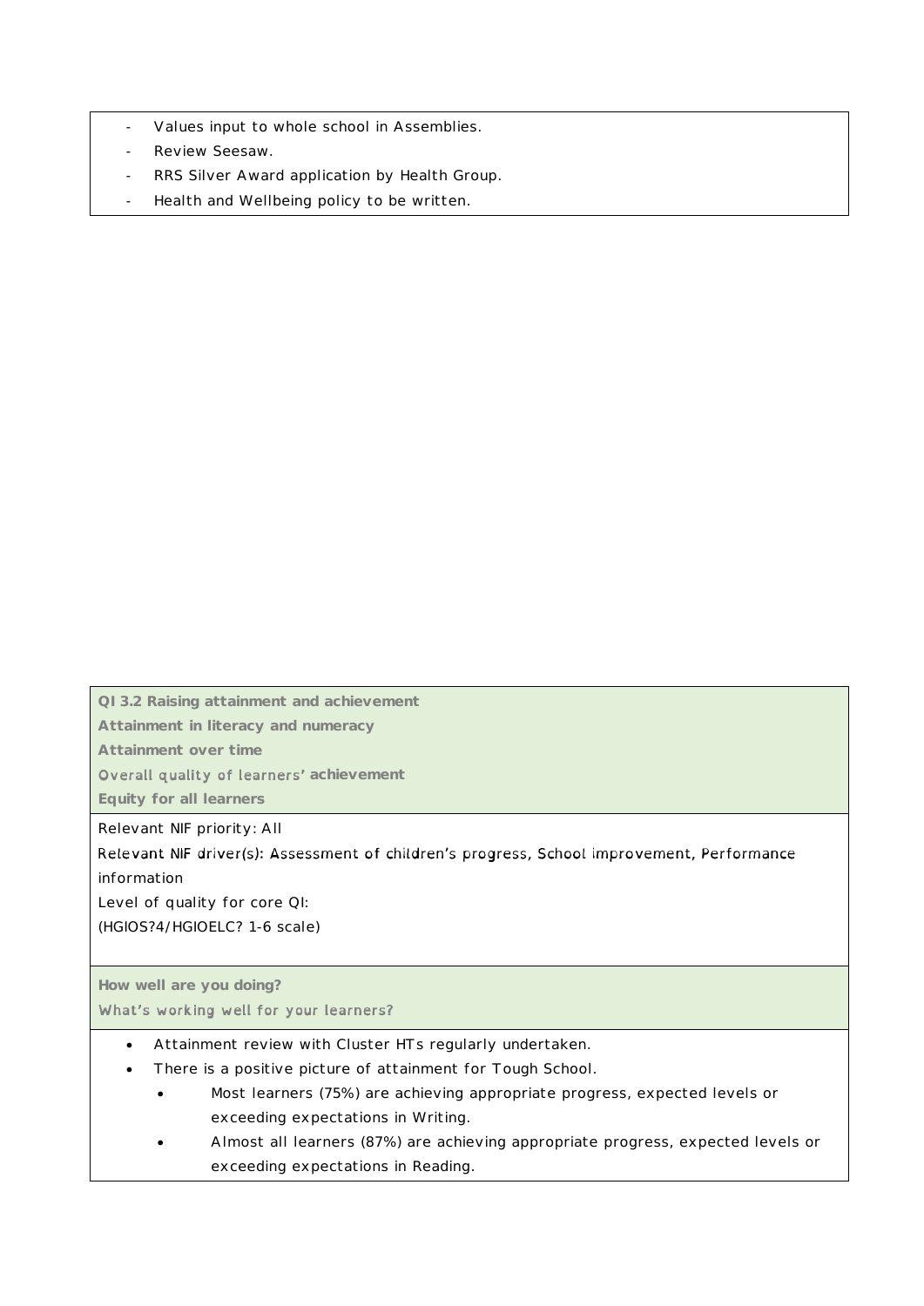- Values input to whole school in Assemblies.
- Review Seesaw.
- RRS Silver Award application by Health Group.
- Health and Wellbeing policy to be written.

**QI 3.2 Raising attainment and achievement**
**Attainment in literacy and numeracy**
**Attainment over time**
**Overall quality of learners' achievement**
**Equity for all learners**

Relevant NIF priority: All
Relevant NIF driver(s): Assessment of children's progress, School improvement, Performance information
Level of quality for core QI:
(HGIOS?4/HGIOELC? 1-6 scale)

**How well are you doing?**
**What's working well for your learners?**

- Attainment review with Cluster HTs regularly undertaken.
- There is a positive picture of attainment for Tough School.
    - Most learners (75%) are achieving appropriate progress, expected levels or exceeding expectations in Writing.
    - Almost all learners (87%) are achieving appropriate progress, expected levels or exceeding expectations in Reading.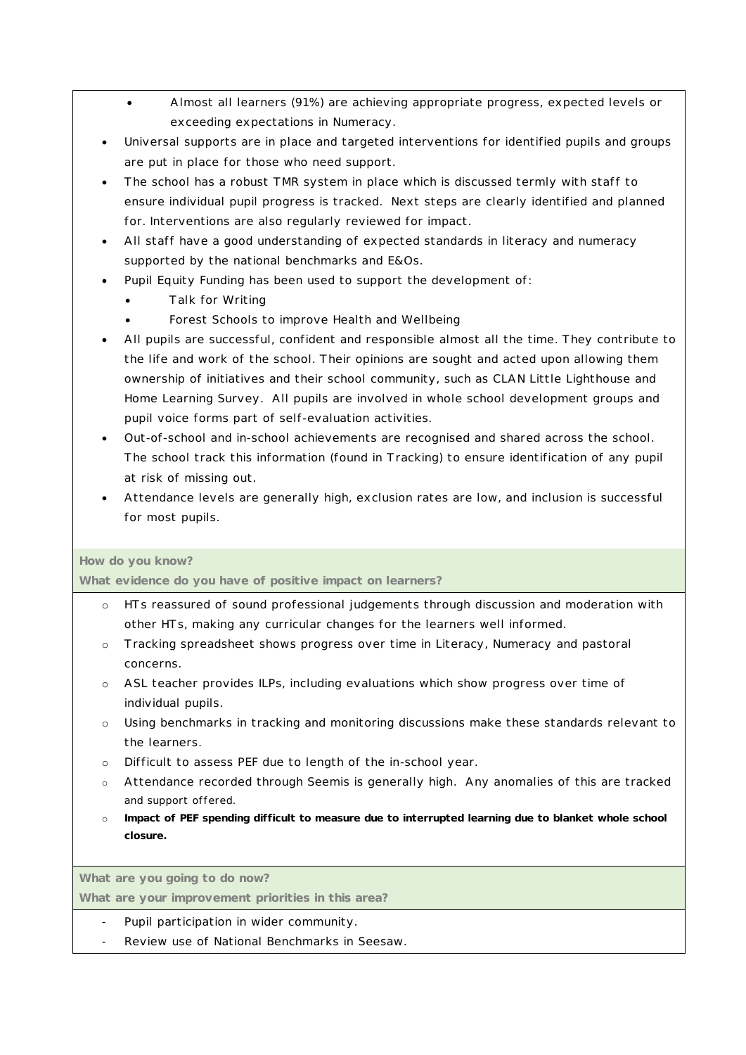- Almost all learners (91%) are achieving appropriate progress, expected levels or exceeding expectations in Numeracy.
- Universal supports are in place and targeted interventions for identified pupils and groups are put in place for those who need support.
- The school has a robust TMR system in place which is discussed termly with staff to ensure individual pupil progress is tracked. Next steps are clearly identified and planned for. Interventions are also regularly reviewed for impact.
- All staff have a good understanding of expected standards in literacy and numeracy supported by the national benchmarks and E&Os.
- Pupil Equity Funding has been used to support the development of:
  - Talk for Writing
  - Forest Schools to improve Health and Wellbeing
- All pupils are successful, confident and responsible almost all the time. They contribute to the life and work of the school. Their opinions are sought and acted upon allowing them ownership of initiatives and their school community, such as CLAN Little Lighthouse and Home Learning Survey. All pupils are involved in whole school development groups and pupil voice forms part of self-evaluation activities.
- Out-of-school and in-school achievements are recognised and shared across the school. The school track this information (found in Tracking) to ensure identification of any pupil at risk of missing out.
- Attendance levels are generally high, exclusion rates are low, and inclusion is successful for most pupils.

**How do you know?**
**What evidence do you have of positive impact on learners?**

- HTs reassured of sound professional judgements through discussion and moderation with other HTs, making any curricular changes for the learners well informed.
- Tracking spreadsheet shows progress over time in Literacy, Numeracy and pastoral concerns.
- ASL teacher provides ILPs, including evaluations which show progress over time of individual pupils.
- Using benchmarks in tracking and monitoring discussions make these standards relevant to the learners.
- Difficult to assess PEF due to length of the in-school year.
- Attendance recorded through Seemis is generally high. Any anomalies of this are tracked and support offered.
- **Impact of PEF spending difficult to measure due to interrupted learning due to blanket whole school closure.**

**What are you going to do now?**
**What are your improvement priorities in this area?**

- Pupil participation in wider community.
- Review use of National Benchmarks in Seesaw.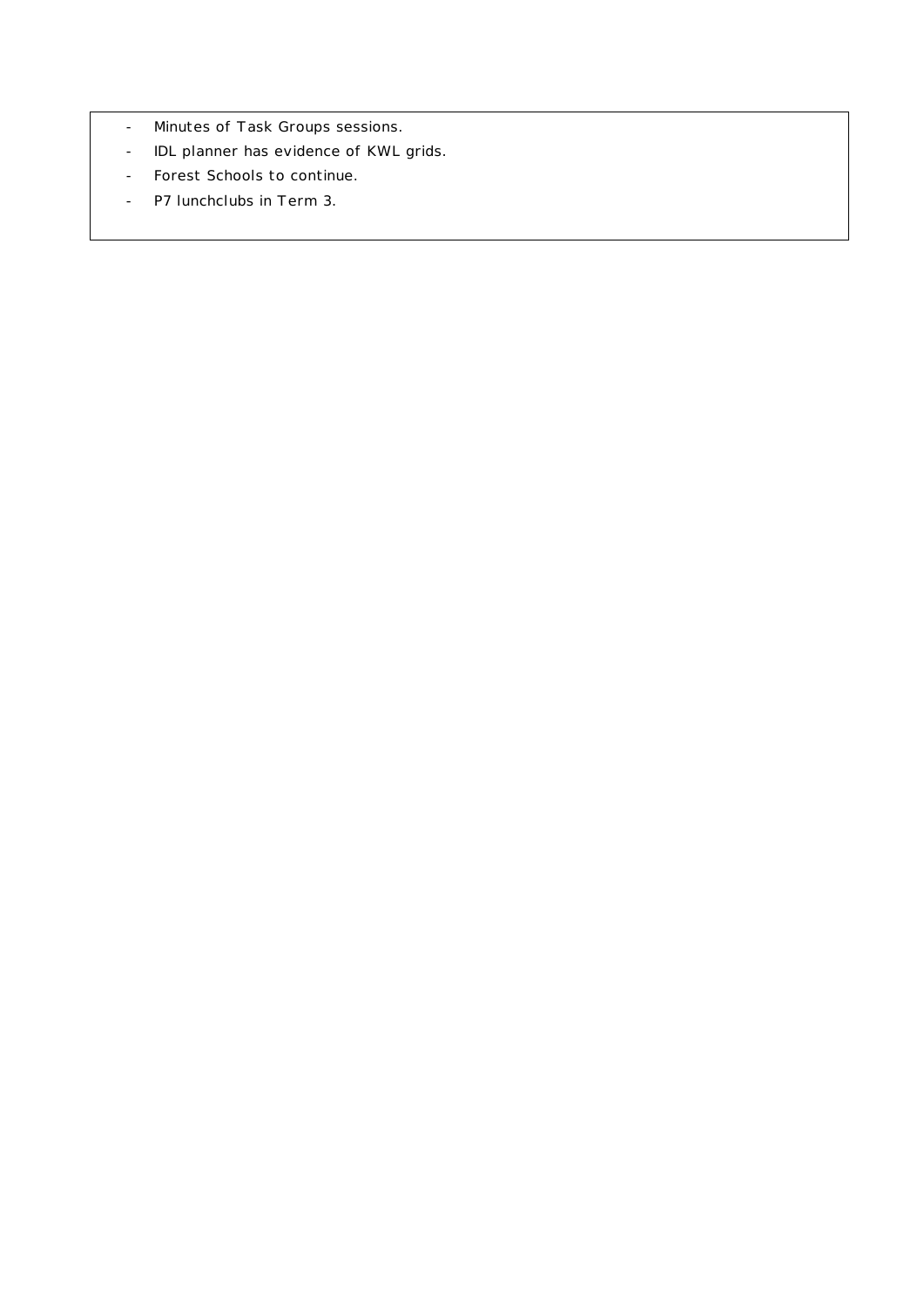- Minutes of Task Groups sessions.
- IDL planner has evidence of KWL grids.
- Forest Schools to continue.
- P7 lunchclubs in Term 3.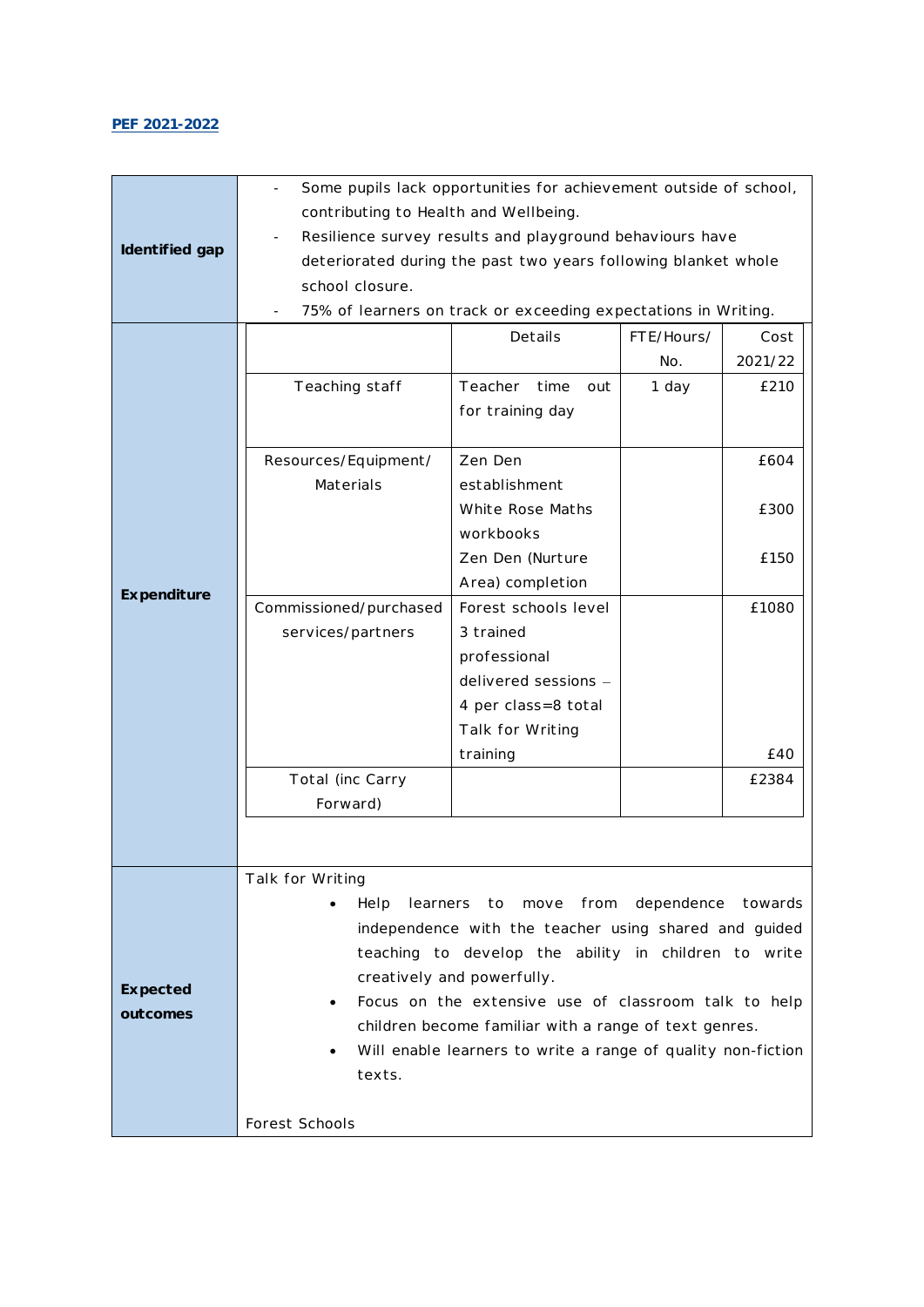**PEF 2021-2022**

| | | | | |
|---|---|---|---|---|
| **Identified gap** | - Some pupils lack opportunities for achievement outside of school, contributing to Health and Wellbeing.<br>- Resilience survey results and playground behaviours have deteriorated during the past two years following blanket whole school closure.<br>- 75% of learners on track or exceeding expectations in Writing. | | | |
| **Expenditure** | | Details | FTE/Hours/ No. | Cost 2021/22 |
| | Teaching staff | Teacher time out for training day | 1 day | £210 |
| | Resources/Equipment/ Materials | Zen Den establishment<br>White Rose Maths workbooks<br>Zen Den (Nurture Area) completion | | £604<br>£300<br>£150 |
| | Commissioned/purchased services/partners | Forest schools level 3 trained professional delivered sessions – 4 per class=8 total<br>Talk for Writing training | | £1080<br><br>£40 |
| | Total (inc Carry Forward) | | | £2384 |
| **Expected outcomes** | Talk for Writing<br>• Help learners to move from dependence towards independence with the teacher using shared and guided teaching to develop the ability in children to write creatively and powerfully.<br>• Focus on the extensive use of classroom talk to help children become familiar with a range of text genres.<br>• Will enable learners to write a range of quality non-fiction texts.<br><br>Forest Schools | | | |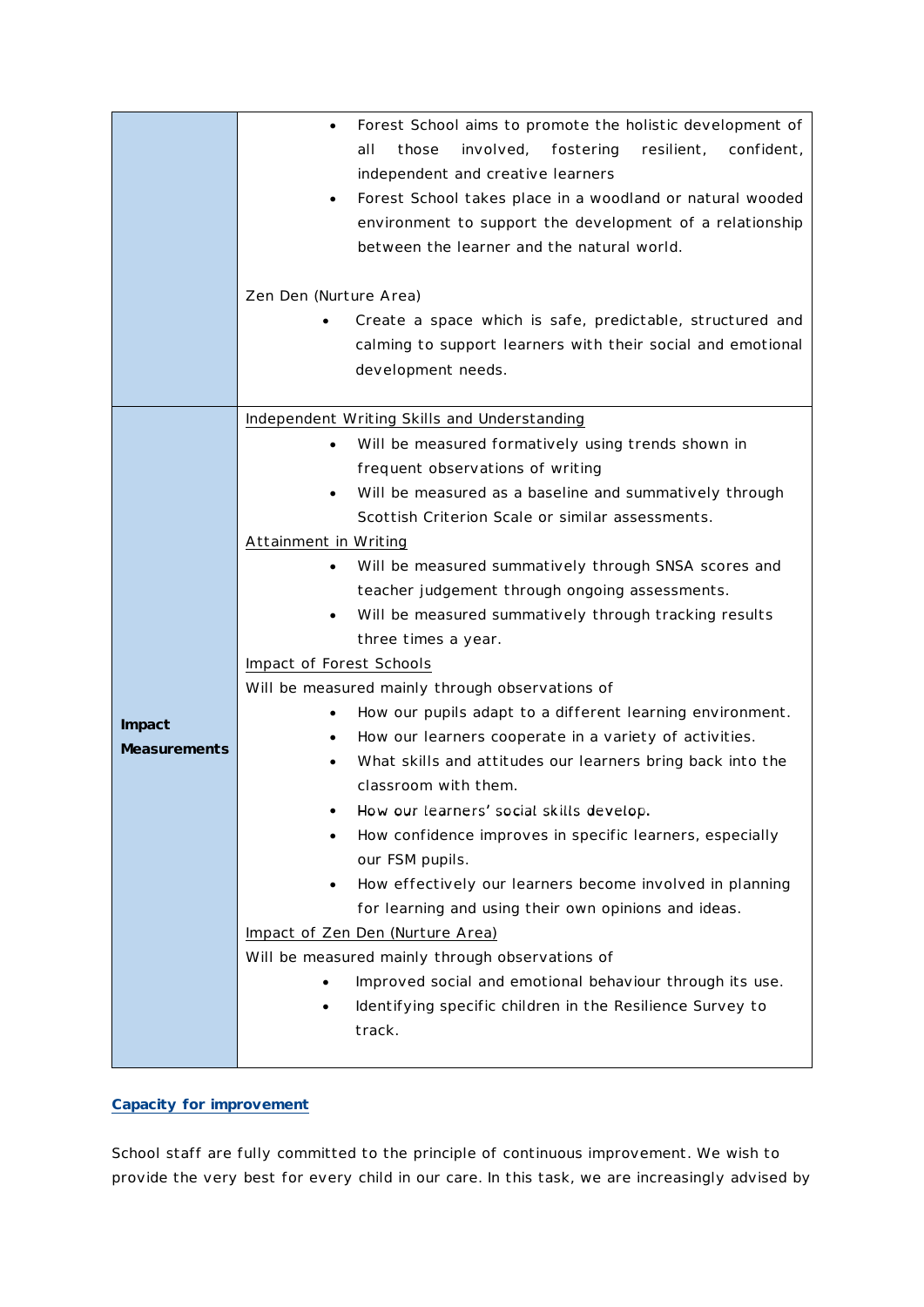|  |  |
|---|---|
|  | • Forest School aims to promote the holistic development of all those involved, fostering resilient, confident, independent and creative learners<br>• Forest School takes place in a woodland or natural wooded environment to support the development of a relationship between the learner and the natural world.<br><br>Zen Den (Nurture Area)<br>• Create a space which is safe, predictable, structured and calming to support learners with their social and emotional development needs. |
| **Impact Measurements** | <u>Independent Writing Skills and Understanding</u><br>• Will be measured formatively using trends shown in frequent observations of writing<br>• Will be measured as a baseline and summatively through Scottish Criterion Scale or similar assessments.<br><u>Attainment in Writing</u><br>• Will be measured summatively through SNSA scores and teacher judgement through ongoing assessments.<br>• Will be measured summatively through tracking results three times a year.<br><u>Impact of Forest Schools</u><br>Will be measured mainly through observations of<br>• How our pupils adapt to a different learning environment.<br>• How our learners cooperate in a variety of activities.<br>• What skills and attitudes our learners bring back into the classroom with them.<br>• How our learners' social skills develop.<br>• How confidence improves in specific learners, especially our FSM pupils.<br>• How effectively our learners become involved in planning for learning and using their own opinions and ideas.<br><u>Impact of Zen Den (Nurture Area)</u><br>Will be measured mainly through observations of<br>• Improved social and emotional behaviour through its use.<br>• Identifying specific children in the Resilience Survey to track. |

## Capacity for improvement

School staff are fully committed to the principle of continuous improvement. We wish to provide the very best for every child in our care. In this task, we are increasingly advised by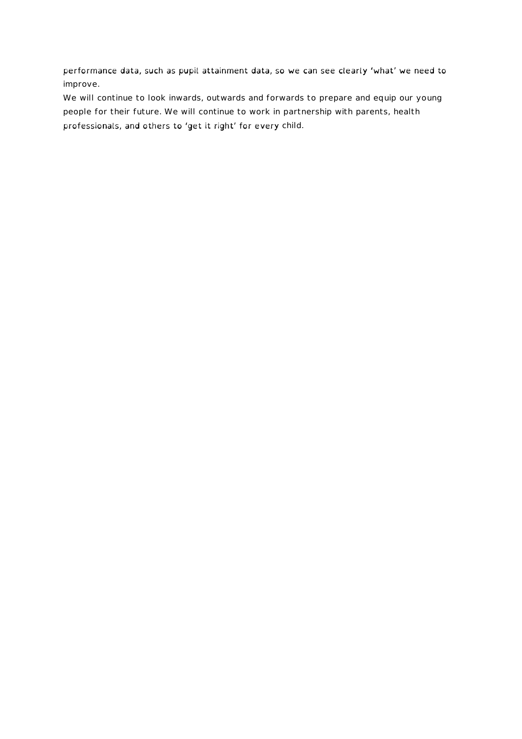performance data, such as pupil attainment data, so we can see clearly 'what' we need to improve.

We will continue to look inwards, outwards and forwards to prepare and equip our young people for their future. We will continue to work in partnership with parents, health professionals, and others to 'get it right' for every child.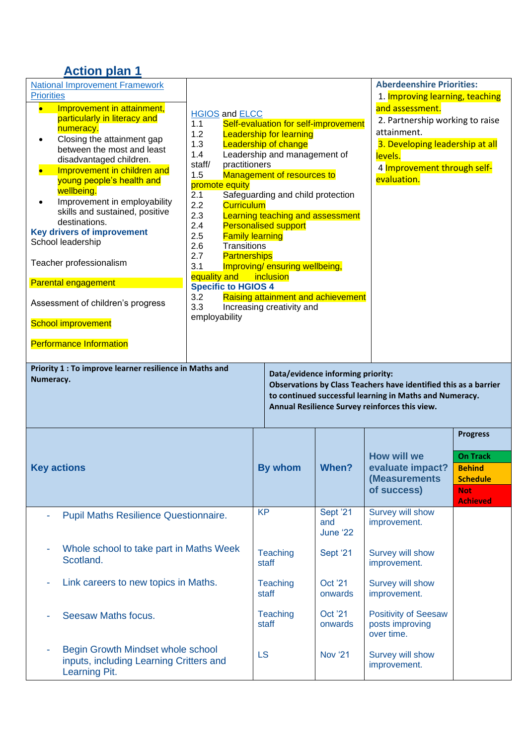## Action plan 1

| National Improvement Framework Priorities | HGIOS and ELCC | Aberdeenshire Priorities: |
|---|---|---|
| • Improvement in attainment, particularly in literacy and numeracy.<br>• Closing the attainment gap between the most and least disadvantaged children.<br>• Improvement in children and young people's health and wellbeing.<br>• Improvement in employability skills and sustained, positive destinations.<br>**Key drivers of improvement**<br>School leadership<br><br>Teacher professionalism<br><br>Parental engagement<br><br>Assessment of children's progress<br><br>School improvement<br><br>Performance Information | 1.1 Self-evaluation for self-improvement<br>1.2 Leadership for learning<br>1.3 Leadership of change<br>1.4 Leadership and management of staff/ practitioners<br>1.5 Management of resources to promote equity<br>2.1 Safeguarding and child protection<br>2.2 Curriculum<br>2.3 Learning teaching and assessment<br>2.4 Personalised support<br>2.5 Family learning<br>2.6 Transitions<br>2.7 Partnerships<br>3.1 Improving/ ensuring wellbeing, equality and inclusion<br>**Specific to HGIOS 4**<br>3.2 Raising attainment and achievement<br>3.3 Increasing creativity and employability | 1. Improving learning, teaching and assessment.<br>2. Partnership working to raise attainment.<br>3. Developing leadership at all levels.<br>4 Improvement through self-evaluation. |

| **Priority 1 : To improve learner resilience in Maths and Numeracy.** | **Data/evidence informing priority:**<br>**Observations by Class Teachers have identified this as a barrier to continued successful learning in Maths and Numeracy.**<br>**Annual Resilience Survey reinforces this view.** |
|---|---|

| Key actions | By whom | When? | How will we evaluate impact? (Measurements of success) | Progress<br>On Track<br>Behind Schedule<br>Not Achieved |
|---|---|---|---|---|
| - Pupil Maths Resilience Questionnaire. | KP | Sept '21 and June '22 | Survey will show improvement. | |
| - Whole school to take part in Maths Week Scotland. | Teaching staff | Sept '21 | Survey will show improvement. | |
| - Link careers to new topics in Maths. | Teaching staff | Oct '21 onwards | Survey will show improvement. | |
| - Seesaw Maths focus. | Teaching staff | Oct '21 onwards | Positivity of Seesaw posts improving over time. | |
| - Begin Growth Mindset whole school inputs, including Learning Critters and Learning Pit. | LS | Nov '21 | Survey will show improvement. | |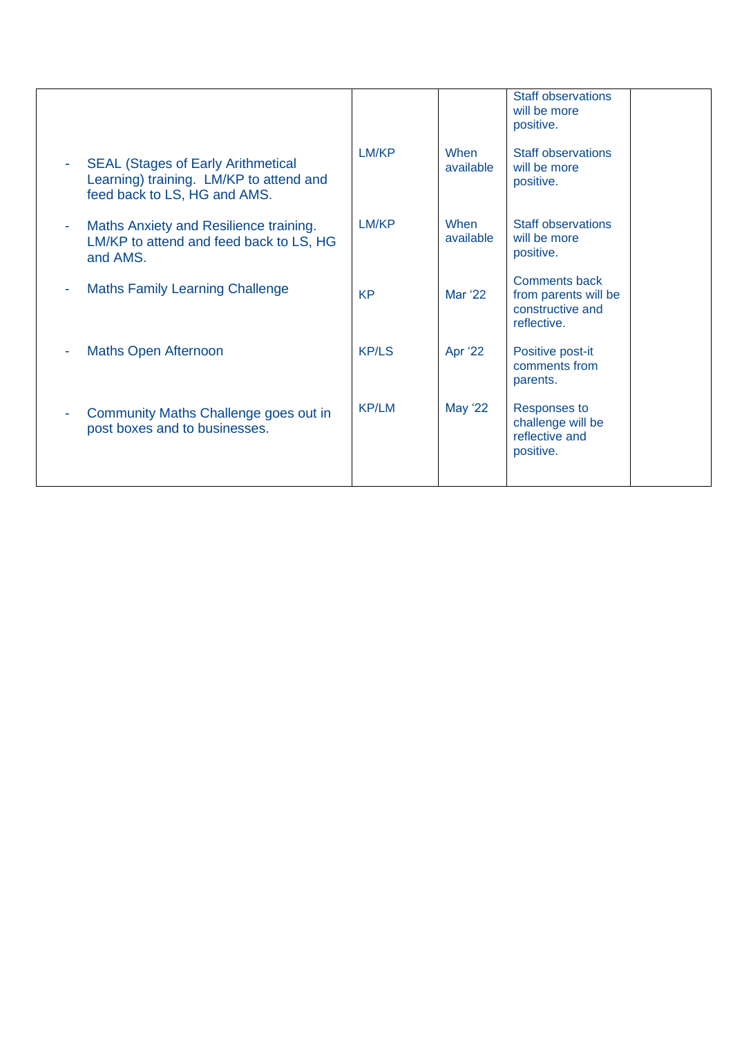| | | | | |
|---|---|---|---|---|
| | | | Staff observations will be more positive. | |
| - SEAL (Stages of Early Arithmetical Learning) training. LM/KP to attend and feed back to LS, HG and AMS. | LM/KP | When available | Staff observations will be more positive. | |
| - Maths Anxiety and Resilience training. LM/KP to attend and feed back to LS, HG and AMS. | LM/KP | When available | Staff observations will be more positive. | |
| - Maths Family Learning Challenge | KP | Mar '22 | Comments back from parents will be constructive and reflective. | |
| - Maths Open Afternoon | KP/LS | Apr '22 | Positive post-it comments from parents. | |
| - Community Maths Challenge goes out in post boxes and to businesses. | KP/LM | May '22 | Responses to challenge will be reflective and positive. | |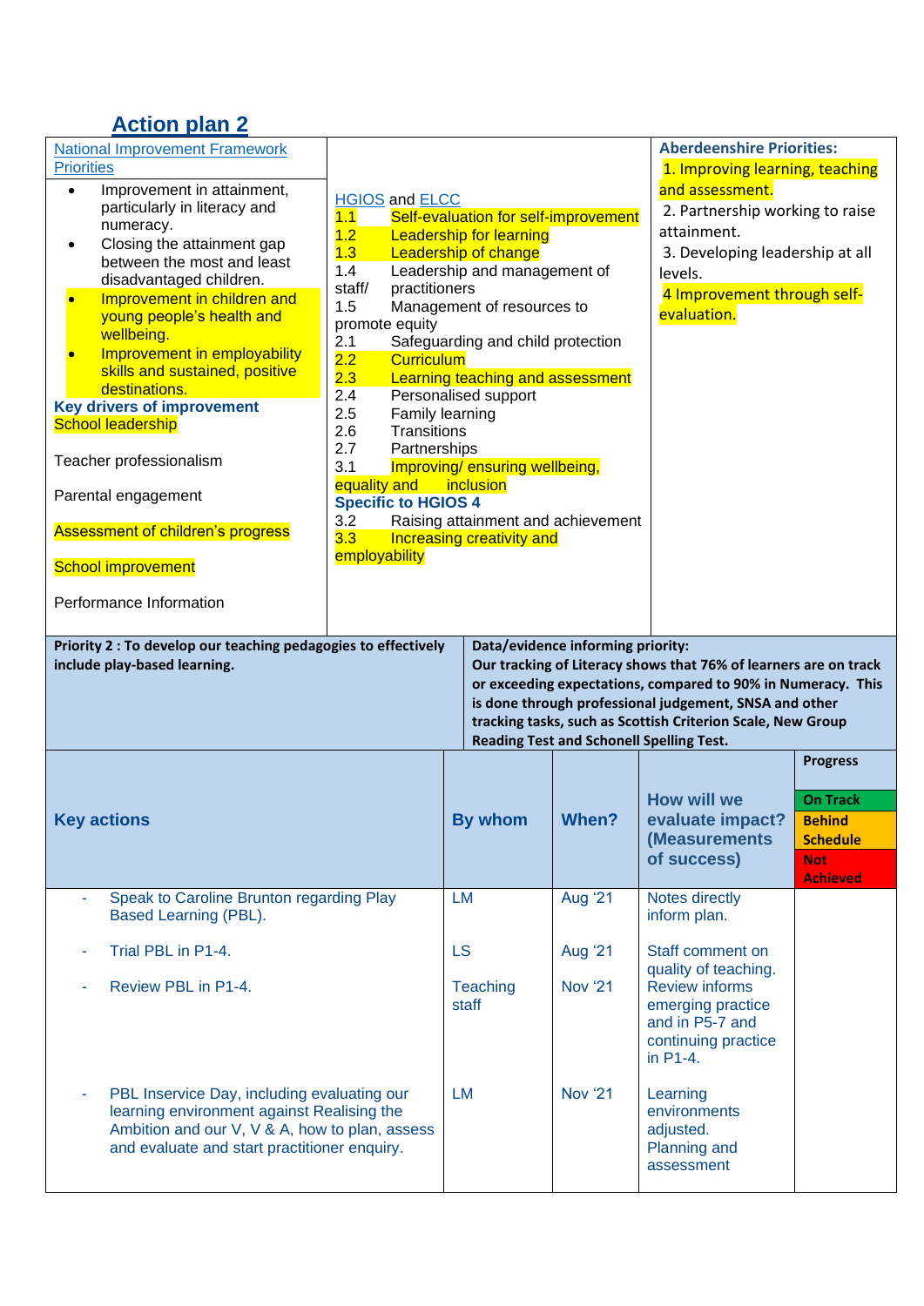## Action plan 2

| National Improvement Framework Priorities | HGIOS and ELCC | Aberdeenshire Priorities: |
|---|---|---|
| • Improvement in attainment, particularly in literacy and numeracy.<br>• Closing the attainment gap between the most and least disadvantaged children.<br>• Improvement in children and young people's health and wellbeing.<br>• Improvement in employability skills and sustained, positive destinations.<br>**Key drivers of improvement**<br>School leadership<br><br>Teacher professionalism<br><br>Parental engagement<br><br>Assessment of children's progress<br><br>School improvement<br><br>Performance Information | 1.1 Self-evaluation for self-improvement<br>1.2 Leadership for learning<br>1.3 Leadership of change<br>1.4 Leadership and management of staff/ practitioners<br>1.5 Management of resources to promote equity<br>2.1 Safeguarding and child protection<br>2.2 Curriculum<br>2.3 Learning teaching and assessment<br>2.4 Personalised support<br>2.5 Family learning<br>2.6 Transitions<br>2.7 Partnerships<br>3.1 Improving/ ensuring wellbeing, equality and inclusion<br>**Specific to HGIOS 4**<br>3.2 Raising attainment and achievement<br>3.3 Increasing creativity and employability | 1. Improving learning, teaching and assessment.<br>2. Partnership working to raise attainment.<br>3. Developing leadership at all levels.<br>4 Improvement through self-evaluation. |

| **Priority 2 : To develop our teaching pedagogies to effectively include play-based learning.** | **Data/evidence informing priority:**<br>**Our tracking of Literacy shows that 76% of learners are on track or exceeding expectations, compared to 90% in Numeracy. This is done through professional judgement, SNSA and other tracking tasks, such as Scottish Criterion Scale, New Group Reading Test and Schonell Spelling Test.** |
|---|---|

| Key actions | By whom | When? | How will we evaluate impact? (Measurements of success) | Progress<br>On Track<br>Behind Schedule<br>Not Achieved |
|---|---|---|---|---|
| - Speak to Caroline Brunton regarding Play Based Learning (PBL). | LM | Aug '21 | Notes directly inform plan. | |
| - Trial PBL in P1-4. | LS | Aug '21 | Staff comment on quality of teaching. | |
| - Review PBL in P1-4. | Teaching staff | Nov '21 | Review informs emerging practice and in P5-7 and continuing practice in P1-4. | |
| - PBL Inservice Day, including evaluating our learning environment against Realising the Ambition and our V, V & A, how to plan, assess and evaluate and start practitioner enquiry. | LM | Nov '21 | Learning environments adjusted. Planning and assessment | |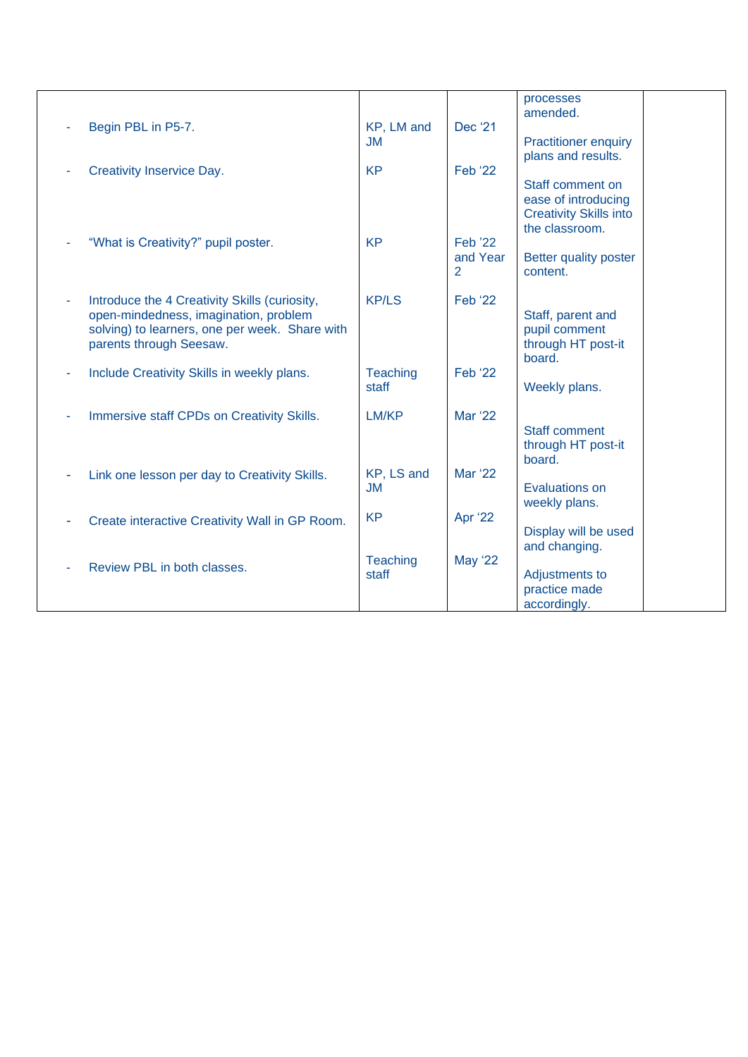| | | | | |
|---|---|---|---|---|
| | | | processes amended. | |
| - Begin PBL in P5-7. | KP, LM and JM | Dec '21 | Practitioner enquiry plans and results. | |
| - Creativity Inservice Day. | KP | Feb '22 | Staff comment on ease of introducing Creativity Skills into the classroom. | |
| - "What is Creativity?" pupil poster. | KP | Feb '22 and Year 2 | Better quality poster content. | |
| - Introduce the 4 Creativity Skills (curiosity, open-mindedness, imagination, problem solving) to learners, one per week. Share with parents through Seesaw. | KP/LS | Feb '22 | Staff, parent and pupil comment through HT post-it board. | |
| - Include Creativity Skills in weekly plans. | Teaching staff | Feb '22 | Weekly plans. | |
| - Immersive staff CPDs on Creativity Skills. | LM/KP | Mar '22 | Staff comment through HT post-it board. | |
| - Link one lesson per day to Creativity Skills. | KP, LS and JM | Mar '22 | Evaluations on weekly plans. | |
| - Create interactive Creativity Wall in GP Room. | KP | Apr '22 | Display will be used and changing. | |
| - Review PBL in both classes. | Teaching staff | May '22 | Adjustments to practice made accordingly. | |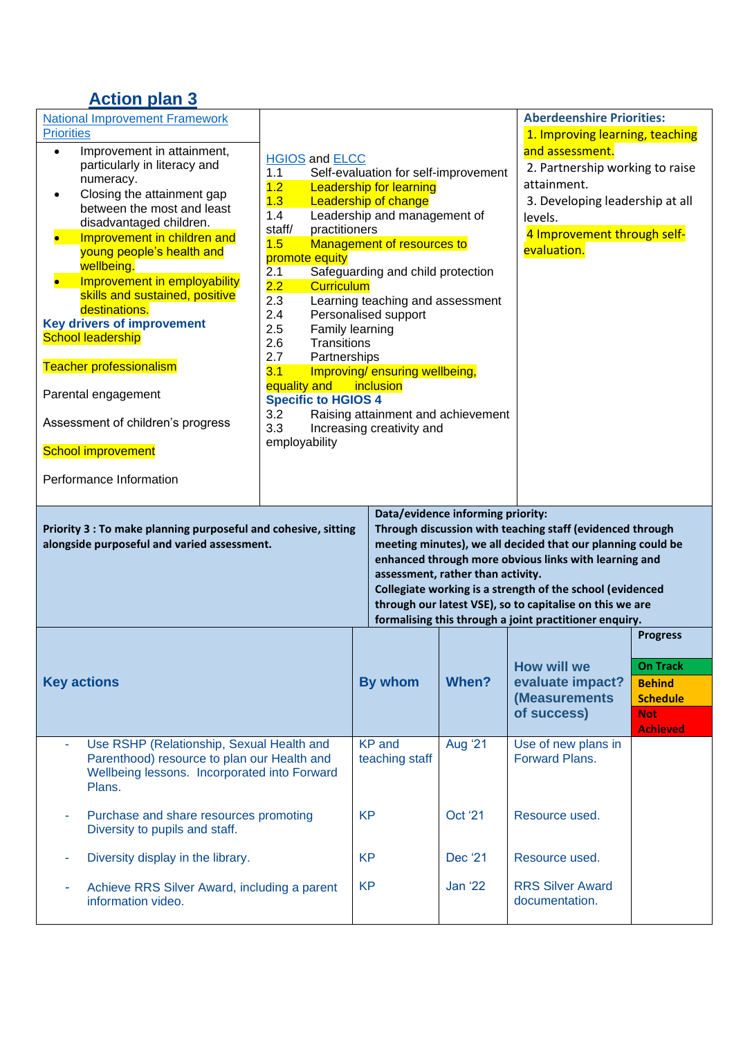## Action plan 3

| National Improvement Framework Priorities | HGIOS and ELCC | Aberdeenshire Priorities: |
|---|---|---|
| • Improvement in attainment, particularly in literacy and numeracy.<br>• Closing the attainment gap between the most and least disadvantaged children.<br>• Improvement in children and young people's health and wellbeing.<br>• Improvement in employability skills and sustained, positive destinations.<br>**Key drivers of improvement**<br>School leadership<br><br>Teacher professionalism<br><br>Parental engagement<br><br>Assessment of children's progress<br><br>School improvement<br><br>Performance Information | 1.1 Self-evaluation for self-improvement<br>1.2 Leadership for learning<br>1.3 Leadership of change<br>1.4 Leadership and management of staff/ practitioners<br>1.5 Management of resources to promote equity<br>2.1 Safeguarding and child protection<br>2.2 Curriculum<br>2.3 Learning teaching and assessment<br>2.4 Personalised support<br>2.5 Family learning<br>2.6 Transitions<br>2.7 Partnerships<br>3.1 Improving/ ensuring wellbeing, equality and inclusion<br>**Specific to HGIOS 4**<br>3.2 Raising attainment and achievement<br>3.3 Increasing creativity and employability | 1. Improving learning, teaching and assessment.<br>2. Partnership working to raise attainment.<br>3. Developing leadership at all levels.<br>4 Improvement through self-evaluation. |

| **Priority 3 : To make planning purposeful and cohesive, sitting alongside purposeful and varied assessment.** | **Data/evidence informing priority:**<br>**Through discussion with teaching staff (evidenced through meeting minutes), we all decided that our planning could be enhanced through more obvious links with learning and assessment, rather than activity.**<br>**Collegiate working is a strength of the school (evidenced through our latest VSE), so to capitalise on this we are formalising this through a joint practitioner enquiry.** |
|---|---|

| Key actions | By whom | When? | How will we evaluate impact? (Measurements of success) | Progress<br>On Track<br>Behind Schedule<br>Not Achieved |
|---|---|---|---|---|
| - Use RSHP (Relationship, Sexual Health and Parenthood) resource to plan our Health and Wellbeing lessons. Incorporated into Forward Plans. | KP and teaching staff | Aug '21 | Use of new plans in Forward Plans. | |
| - Purchase and share resources promoting Diversity to pupils and staff. | KP | Oct '21 | Resource used. | |
| - Diversity display in the library. | KP | Dec '21 | Resource used. | |
| - Achieve RRS Silver Award, including a parent information video. | KP | Jan '22 | RRS Silver Award documentation. | |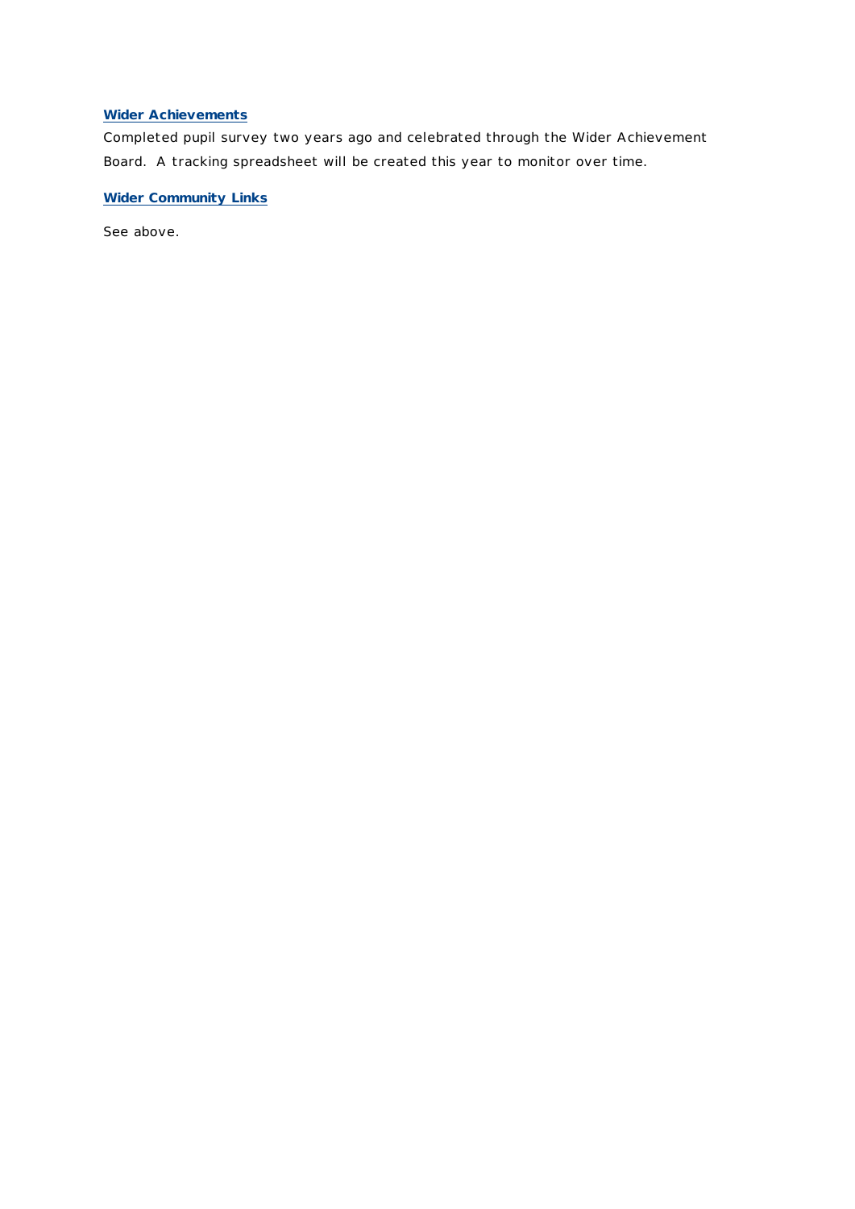**Wider Achievements**

Completed pupil survey two years ago and celebrated through the Wider Achievement Board. A tracking spreadsheet will be created this year to monitor over time.

**Wider Community Links**

See above.